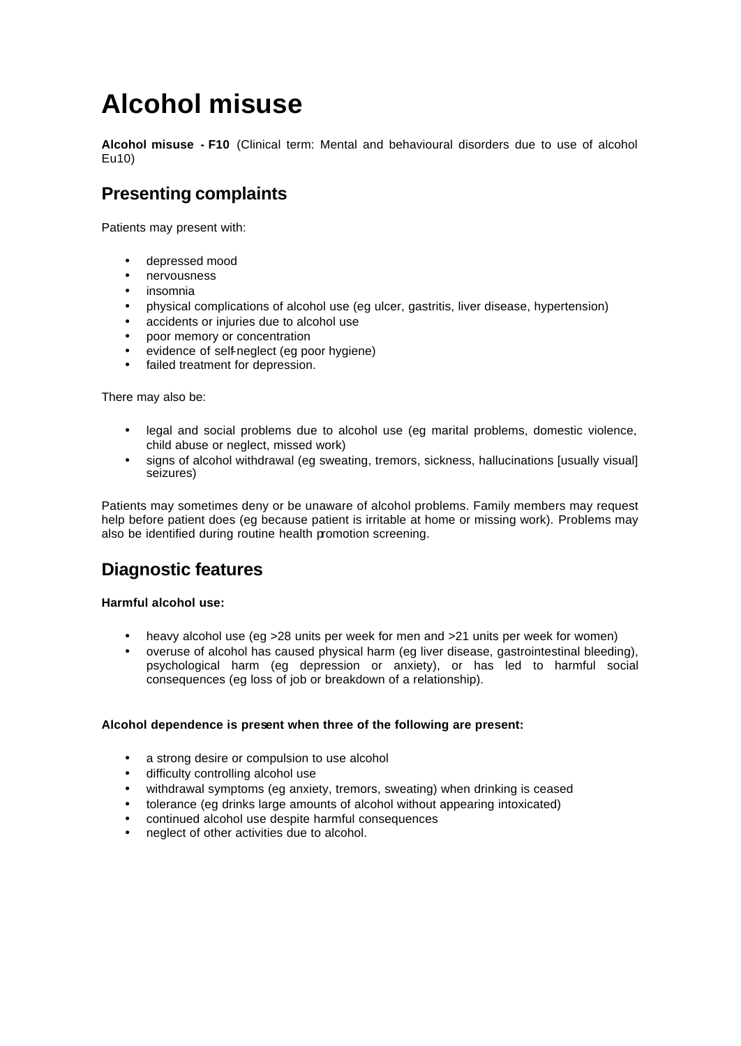# Alcohol misuse

**Alcohol misuse - F10** (Clinical term: Mental and behavioural disorders due to use of alcohol Eu10)

## Presenting complaints

Patients may present with:

- depressed mood
- nervousness
- insomnia
- physical complications of alcohol use (eg ulcer, gastritis, liver disease, hypertension)
- accidents or injuries due to alcohol use
- poor memory or concentration
- evidence of self-neglect (eg poor hygiene)
- failed treatment for depression.

There may also be:

- legal and social problems due to alcohol use (eg marital problems, domestic violence, child abuse or neglect, missed work)
- signs of alcohol withdrawal (eg sweating, tremors, sickness, hallucinations [usually visual] seizures)

Patients may sometimes deny or be unaware of alcohol problems. Family members may request help before patient does (eg because patient is irritable at home or missing work). Problems may also be identified during routine health promotion screening.

## Diagnostic features

**Harmful alcohol use:**

- heavy alcohol use (eg >28 units per week for men and >21 units per week for women)
- overuse of alcohol has caused physical harm (eg liver disease, gastrointestinal bleeding), psychological harm (eg depression or anxiety), or has led to harmful social consequences (eg loss of job or breakdown of a relationship).

**Alcohol dependence is present when three of the following are present:**

- a strong desire or compulsion to use alcohol
- difficulty controlling alcohol use
- withdrawal symptoms (eg anxiety, tremors, sweating) when drinking is ceased
- tolerance (eg drinks large amounts of alcohol without appearing intoxicated)
- continued alcohol use despite harmful consequences
- neglect of other activities due to alcohol.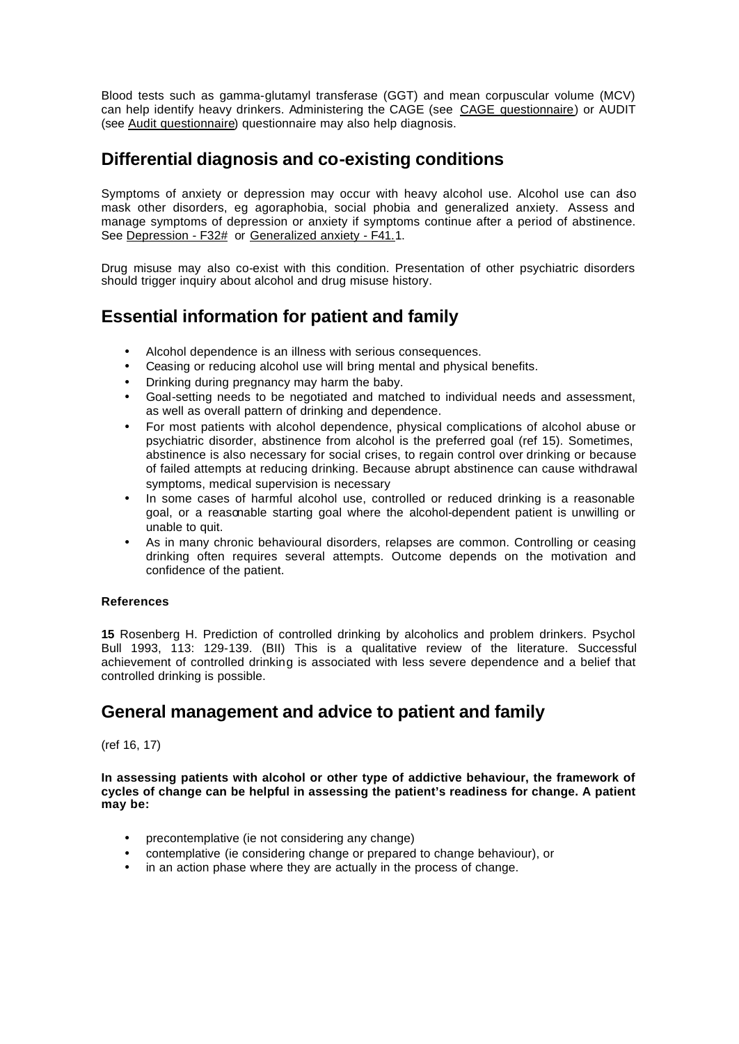Blood tests such as gamma-glutamyl transferase (GGT) and mean corpuscular volume (MCV) can help identify heavy drinkers. Administering the CAGE (see CAGE questionnaire) or AUDIT (see Audit questionnaire) questionnaire may also help diagnosis.

## Differential diagnosis and co-existing conditions

Symptoms of anxiety or depression may occur with heavy alcohol use. Alcohol use can also mask other disorders, eg agoraphobia, social phobia and generalized anxiety. Assess and manage symptoms of depression or anxiety if symptoms continue after a period of abstinence. See Depression - F32# or Generalized anxiety - F41.1.

Drug misuse may also co-exist with this condition. Presentation of other psychiatric disorders should trigger inquiry about alcohol and drug misuse history.

## Essential information for patient and family

- Alcohol dependence is an illness with serious consequences.
- Ceasing or reducing alcohol use will bring mental and physical benefits.
- Drinking during pregnancy may harm the baby.
- Goal-setting needs to be negotiated and matched to individual needs and assessment, as well as overall pattern of drinking and dependence.
- For most patients with alcohol dependence, physical complications of alcohol abuse or psychiatric disorder, abstinence from alcohol is the preferred goal (ref 15). Sometimes, abstinence is also necessary for social crises, to regain control over drinking or because of failed attempts at reducing drinking. Because abrupt abstinence can cause withdrawal symptoms, medical supervision is necessary
- In some cases of harmful alcohol use, controlled or reduced drinking is a reasonable goal, or a reasonable starting goal where the alcohol-dependent patient is unwilling or unable to quit.
- As in many chronic behavioural disorders, relapses are common. Controlling or ceasing drinking often requires several attempts. Outcome depends on the motivation and confidence of the patient.

#### References

**15** Rosenberg H. Prediction of controlled drinking by alcoholics and problem drinkers. Psychol Bull 1993, 113: 129-139. (BII) This is a qualitative review of the literature. Successful achievement of controlled drinking is associated with less severe dependence and a belief that controlled drinking is possible.

## General management and advice to patient and family

(ref 16, 17)

**In assessing patients with alcohol or other type of addictive behaviour, the framework of cycles of change can be helpful in assessing the patient's readiness for change. A patient may be:**

- precontemplative (ie not considering any change)
- contemplative (ie considering change or prepared to change behaviour), or
- in an action phase where they are actually in the process of change.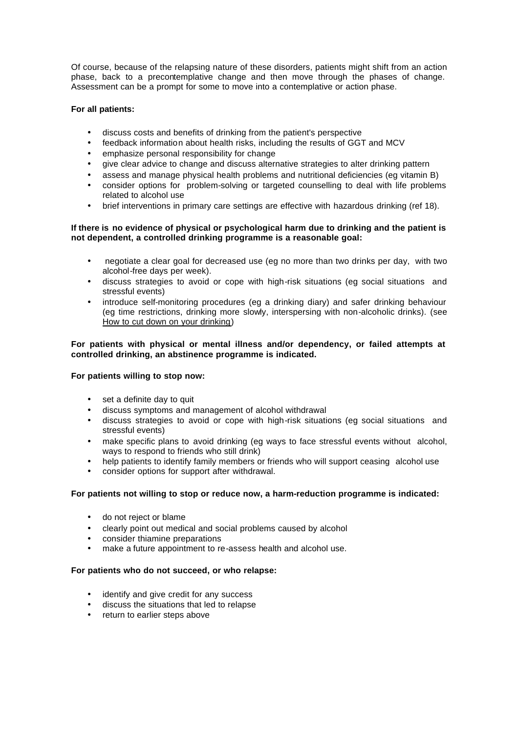Of course, because of the relapsing nature of these disorders, patients might shift from an action phase, back to a precontemplative change and then move through the phases of change. Assessment can be a prompt for some to move into a contemplative or action phase.

**For all patients:**

- discuss costs and benefits of drinking from the patient's perspective
- feedback information about health risks, including the results of GGT and MCV
- emphasize personal responsibility for change
- give clear advice to change and discuss alternative strategies to alter drinking pattern
- assess and manage physical health problems and nutritional deficiencies (eg vitamin B)
- consider options for problem-solving or targeted counselling to deal with life problems related to alcohol use
- brief interventions in primary care settings are effective with hazardous drinking (ref 18).

**If there is no evidence of physical or psychological harm due to drinking and the patient is not dependent, a controlled drinking programme is a reasonable goal:**

- negotiate a clear goal for decreased use (eg no more than two drinks per day, with two alcohol-free days per week).
- discuss strategies to avoid or cope with high-risk situations (eg social situations and stressful events)
- introduce self-monitoring procedures (eg a drinking diary) and safer drinking behaviour (eg time restrictions, drinking more slowly, interspersing with non-alcoholic drinks). (see How to cut down on your drinking)

**For patients with physical or mental illness and/or dependency, or failed attempts at controlled drinking, an abstinence programme is indicated.**

**For patients willing to stop now:**

- set a definite day to quit
- discuss symptoms and management of alcohol withdrawal
- discuss strategies to avoid or cope with high-risk situations (eg social situations and stressful events)
- make specific plans to avoid drinking (eg ways to face stressful events without alcohol, ways to respond to friends who still drink)
- help patients to identify family members or friends who will support ceasing alcohol use
- consider options for support after withdrawal.

**For patients not willing to stop or reduce now, a harm-reduction programme is indicated:**

- do not reject or blame
- clearly point out medical and social problems caused by alcohol
- consider thiamine preparations
- make a future appointment to re-assess health and alcohol use.

**For patients who do not succeed, or who relapse:**

- identify and give credit for any success
- discuss the situations that led to relapse
- return to earlier steps above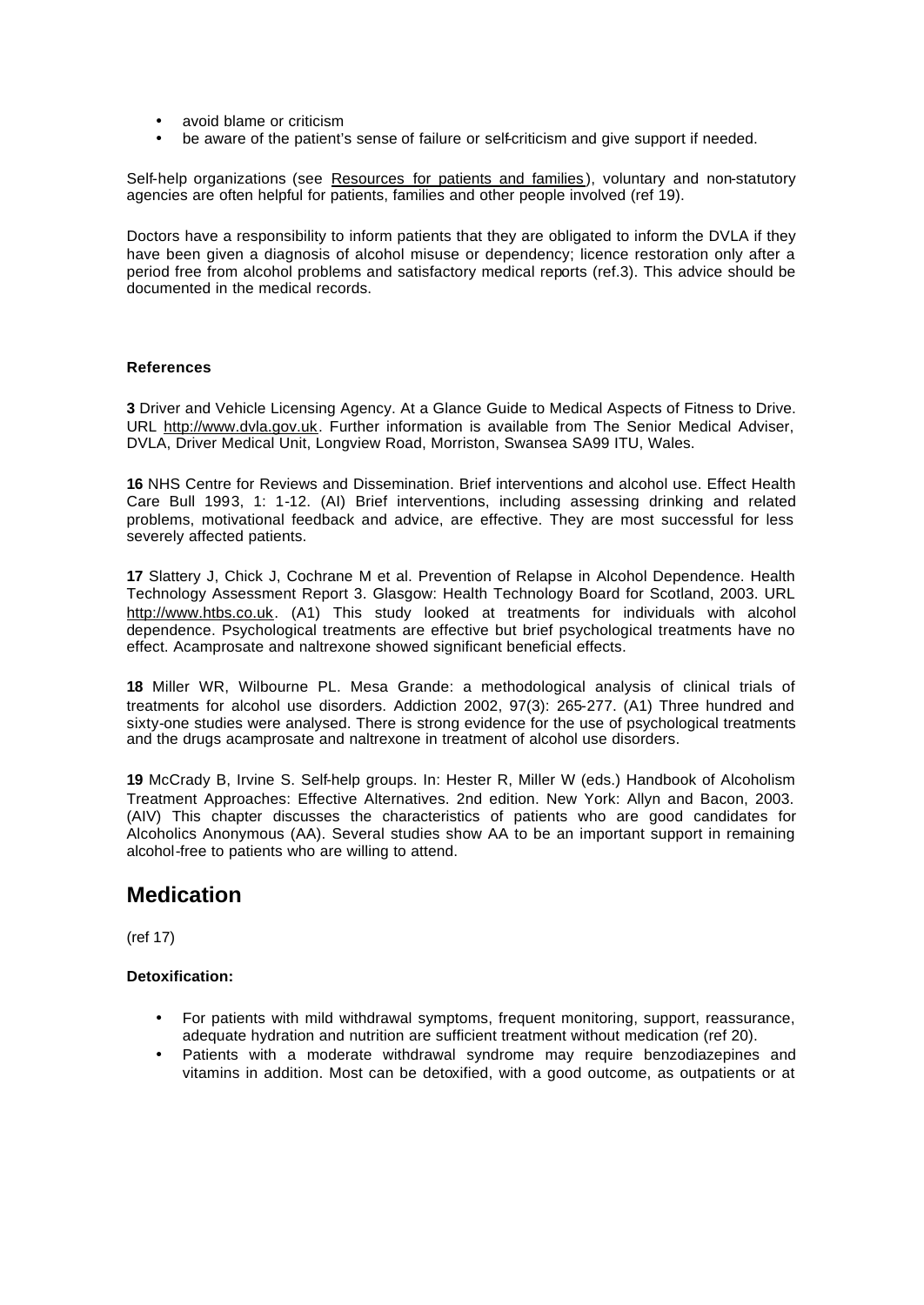- avoid blame or criticism
- be aware of the patient's sense of failure or self-criticism and give support if needed.

Self-help organizations (see Resources for patients and families), voluntary and non-statutory agencies are often helpful for patients, families and other people involved (ref 19).

Doctors have a responsibility to inform patients that they are obligated to inform the DVLA if they have been given a diagnosis of alcohol misuse or dependency; licence restoration only after a period free from alcohol problems and satisfactory medical reports (ref.3). This advice should be documented in the medical records.

**References**

**3** Driver and Vehicle Licensing Agency. At a Glance Guide to Medical Aspects of Fitness to Drive. URL http://www.dvla.gov.uk. Further information is available from The Senior Medical Adviser, DVLA, Driver Medical Unit, Longview Road, Morriston, Swansea SA99 ITU, Wales.

**16** NHS Centre for Reviews and Dissemination. Brief interventions and alcohol use. Effect Health Care Bull 1993, 1: 1-12. (AI) Brief interventions, including assessing drinking and related problems, motivational feedback and advice, are effective. They are most successful for less severely affected patients.

**17** Slattery J, Chick J, Cochrane M et al. Prevention of Relapse in Alcohol Dependence. Health Technology Assessment Report 3. Glasgow: Health Technology Board for Scotland, 2003. URL http://www.htbs.co.uk. (A1) This study looked at treatments for individuals with alcohol dependence. Psychological treatments are effective but brief psychological treatments have no effect. Acamprosate and naltrexone showed significant beneficial effects.

**18** Miller WR, Wilbourne PL. Mesa Grande: a methodological analysis of clinical trials of treatments for alcohol use disorders. Addiction 2002, 97(3): 265-277. (A1) Three hundred and sixty-one studies were analysed. There is strong evidence for the use of psychological treatments and the drugs acamprosate and naltrexone in treatment of alcohol use disorders.

**19** McCrady B, Irvine S. Self-help groups. In: Hester R, Miller W (eds.) Handbook of Alcoholism Treatment Approaches: Effective Alternatives. 2nd edition. New York: Allyn and Bacon, 2003. (AIV) This chapter discusses the characteristics of patients who are good candidates for Alcoholics Anonymous (AA). Several studies show AA to be an important support in remaining alcohol-free to patients who are willing to attend.

## Medication

(ref 17)

**Detoxification:**

- For patients with mild withdrawal symptoms, frequent monitoring, support, reassurance, adequate hydration and nutrition are sufficient treatment without medication (ref 20).
- Patients with a moderate withdrawal syndrome may require benzodiazepines and vitamins in addition. Most can be detoxified, with a good outcome, as outpatients or at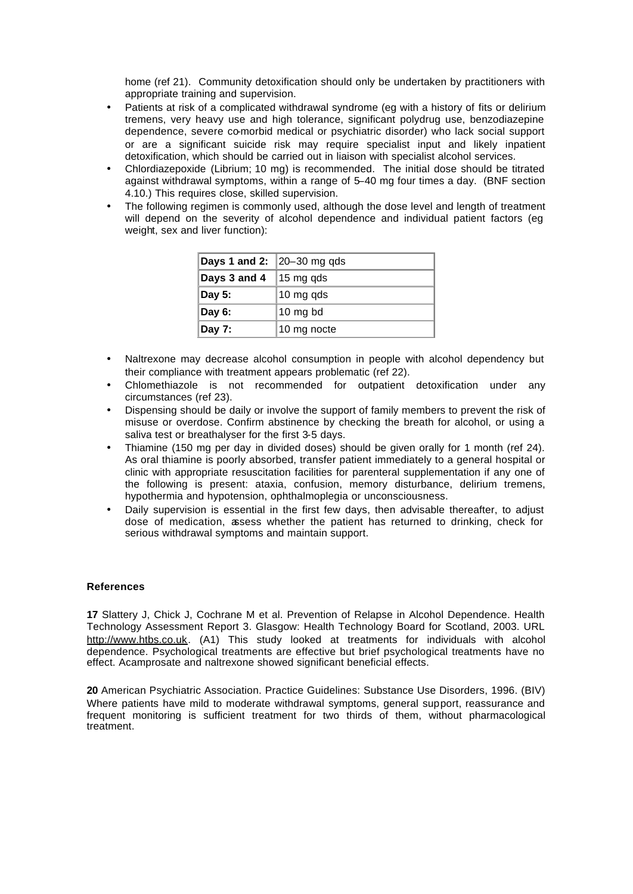home (ref 21). Community detoxification should only be undertaken by practitioners with appropriate training and supervision.

- Patients at risk of a complicated withdrawal syndrome (eg with a history of fits or delirium tremens, very heavy use and high tolerance, significant polydrug use, benzodiazepine dependence, severe co-morbid medical or psychiatric disorder) who lack social support or are a significant suicide risk may require specialist input and likely inpatient detoxification, which should be carried out in liaison with specialist alcohol services.
- Chlordiazepoxide (Librium; 10 mg) is recommended. The initial dose should be titrated against withdrawal symptoms, within a range of 5–40 mg four times a day. (BNF section 4.10.) This requires close, skilled supervision.
- The following regimen is commonly used, although the dose level and length of treatment will depend on the severity of alcohol dependence and individual patient factors (eg weight, sex and liver function):

| **Days 1 and 2:** | 20–30 mg qds |
|---|---|
| **Days 3 and 4** | 15 mg qds |
| **Day 5:** | 10 mg qds |
| **Day 6:** | 10 mg bd |
| **Day 7:** | 10 mg nocte |

- Naltrexone may decrease alcohol consumption in people with alcohol dependency but their compliance with treatment appears problematic (ref 22).
- Chlomethiazole is not recommended for outpatient detoxification under any circumstances (ref 23).
- Dispensing should be daily or involve the support of family members to prevent the risk of misuse or overdose. Confirm abstinence by checking the breath for alcohol, or using a saliva test or breathalyser for the first 3-5 days.
- Thiamine (150 mg per day in divided doses) should be given orally for 1 month (ref 24). As oral thiamine is poorly absorbed, transfer patient immediately to a general hospital or clinic with appropriate resuscitation facilities for parenteral supplementation if any one of the following is present: ataxia, confusion, memory disturbance, delirium tremens, hypothermia and hypotension, ophthalmoplegia or unconsciousness.
- Daily supervision is essential in the first few days, then advisable thereafter, to adjust dose of medication, assess whether the patient has returned to drinking, check for serious withdrawal symptoms and maintain support.

### References

**17** Slattery J, Chick J, Cochrane M et al. Prevention of Relapse in Alcohol Dependence. Health Technology Assessment Report 3. Glasgow: Health Technology Board for Scotland, 2003. URL http://www.htbs.co.uk. (A1) This study looked at treatments for individuals with alcohol dependence. Psychological treatments are effective but brief psychological treatments have no effect. Acamprosate and naltrexone showed significant beneficial effects.

**20** American Psychiatric Association. Practice Guidelines: Substance Use Disorders, 1996. (BIV) Where patients have mild to moderate withdrawal symptoms, general support, reassurance and frequent monitoring is sufficient treatment for two thirds of them, without pharmacological treatment.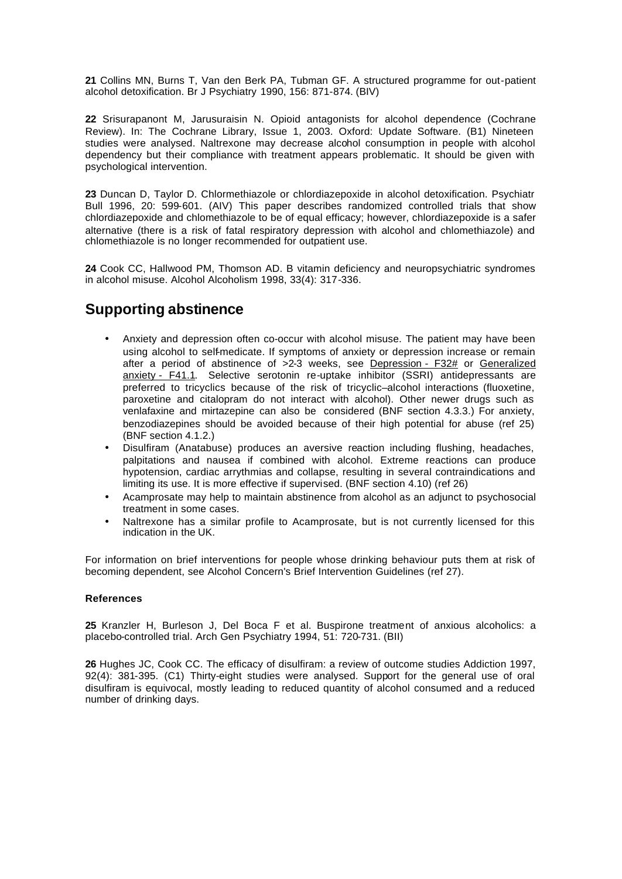**21** Collins MN, Burns T, Van den Berk PA, Tubman GF. A structured programme for out-patient alcohol detoxification. Br J Psychiatry 1990, 156: 871-874. (BIV)

**22** Srisurapanont M, Jarusuraisin N. Opioid antagonists for alcohol dependence (Cochrane Review). In: The Cochrane Library, Issue 1, 2003. Oxford: Update Software. (B1) Nineteen studies were analysed. Naltrexone may decrease alcohol consumption in people with alcohol dependency but their compliance with treatment appears problematic. It should be given with psychological intervention.

**23** Duncan D, Taylor D. Chlormethiazole or chlordiazepoxide in alcohol detoxification. Psychiatr Bull 1996, 20: 599-601. (AIV) This paper describes randomized controlled trials that show chlordiazepoxide and chlomethiazole to be of equal efficacy; however, chlordiazepoxide is a safer alternative (there is a risk of fatal respiratory depression with alcohol and chlomethiazole) and chlomethiazole is no longer recommended for outpatient use.

**24** Cook CC, Hallwood PM, Thomson AD. B vitamin deficiency and neuropsychiatric syndromes in alcohol misuse. Alcohol Alcoholism 1998, 33(4): 317-336.

## Supporting abstinence

- Anxiety and depression often co-occur with alcohol misuse. The patient may have been using alcohol to self-medicate. If symptoms of anxiety or depression increase or remain after a period of abstinence of >2-3 weeks, see Depression - F32# or Generalized anxiety - F41.1. Selective serotonin re-uptake inhibitor (SSRI) antidepressants are preferred to tricyclics because of the risk of tricyclic–alcohol interactions (fluoxetine, paroxetine and citalopram do not interact with alcohol). Other newer drugs such as venlafaxine and mirtazepine can also be considered (BNF section 4.3.3.) For anxiety, benzodiazepines should be avoided because of their high potential for abuse (ref 25) (BNF section 4.1.2.)
- Disulfiram (Anatabuse) produces an aversive reaction including flushing, headaches, palpitations and nausea if combined with alcohol. Extreme reactions can produce hypotension, cardiac arrythmias and collapse, resulting in several contraindications and limiting its use. It is more effective if supervised. (BNF section 4.10) (ref 26)
- Acamprosate may help to maintain abstinence from alcohol as an adjunct to psychosocial treatment in some cases.
- Naltrexone has a similar profile to Acamprosate, but is not currently licensed for this indication in the UK.

For information on brief interventions for people whose drinking behaviour puts them at risk of becoming dependent, see Alcohol Concern's Brief Intervention Guidelines (ref 27).

#### References

**25** Kranzler H, Burleson J, Del Boca F et al. Buspirone treatment of anxious alcoholics: a placebo-controlled trial. Arch Gen Psychiatry 1994, 51: 720-731. (BII)

**26** Hughes JC, Cook CC. The efficacy of disulfiram: a review of outcome studies Addiction 1997, 92(4): 381-395. (C1) Thirty-eight studies were analysed. Support for the general use of oral disulfiram is equivocal, mostly leading to reduced quantity of alcohol consumed and a reduced number of drinking days.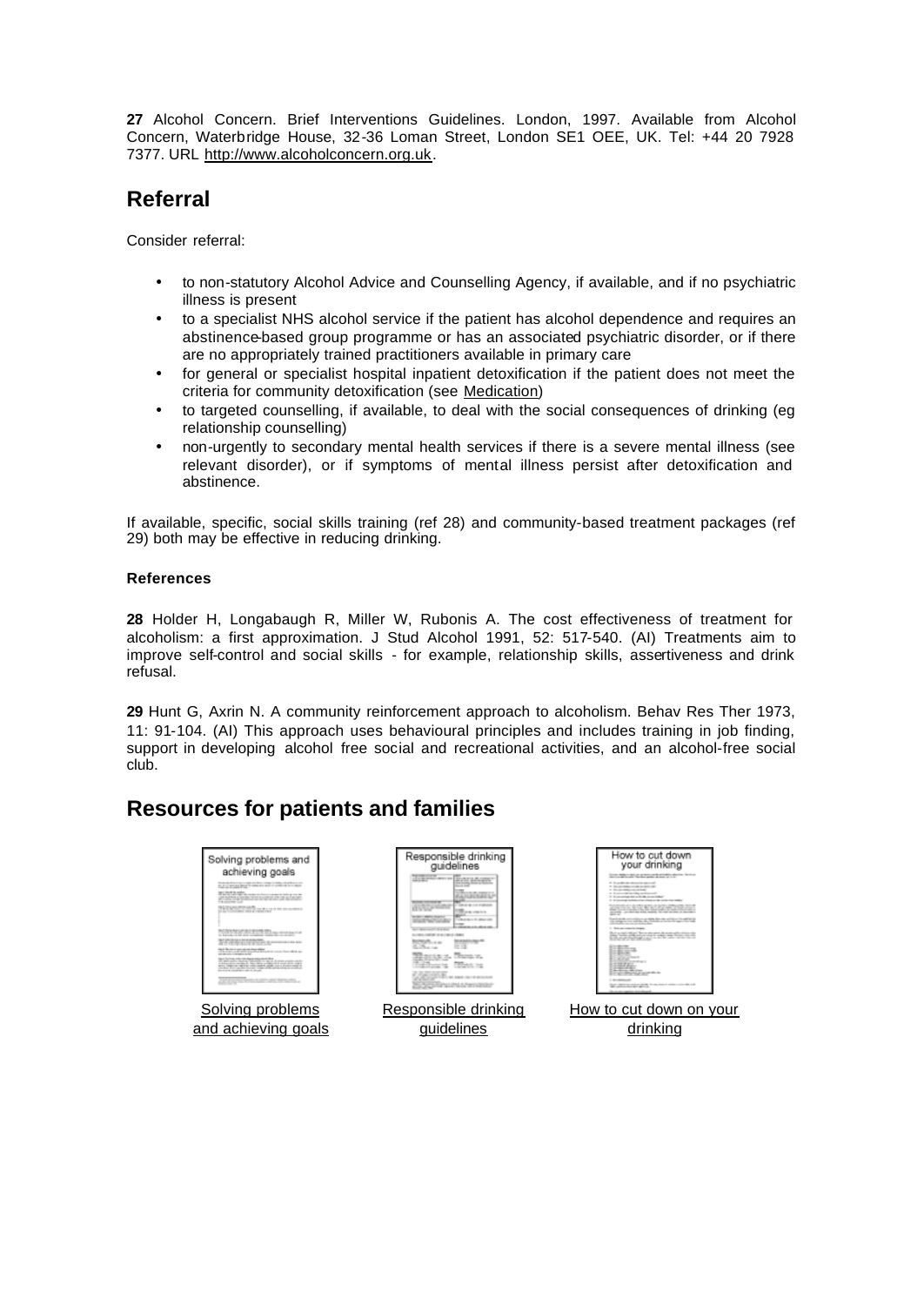**27** Alcohol Concern. Brief Interventions Guidelines. London, 1997. Available from Alcohol Concern, Waterbridge House, 32-36 Loman Street, London SE1 OEE, UK. Tel: +44 20 7928 7377. URL http://www.alcoholconcern.org.uk.

## Referral

Consider referral:

- to non-statutory Alcohol Advice and Counselling Agency, if available, and if no psychiatric illness is present
- to a specialist NHS alcohol service if the patient has alcohol dependence and requires an abstinence-based group programme or has an associated psychiatric disorder, or if there are no appropriately trained practitioners available in primary care
- for general or specialist hospital inpatient detoxification if the patient does not meet the criteria for community detoxification (see Medication)
- to targeted counselling, if available, to deal with the social consequences of drinking (eg relationship counselling)
- non-urgently to secondary mental health services if there is a severe mental illness (see relevant disorder), or if symptoms of mental illness persist after detoxification and abstinence.

If available, specific, social skills training (ref 28) and community-based treatment packages (ref 29) both may be effective in reducing drinking.

#### References

**28** Holder H, Longabaugh R, Miller W, Rubonis A. The cost effectiveness of treatment for alcoholism: a first approximation. J Stud Alcohol 1991, 52: 517-540. (AI) Treatments aim to improve self-control and social skills - for example, relationship skills, assertiveness and drink refusal.

**29** Hunt G, Axrin N. A community reinforcement approach to alcoholism. Behav Res Ther 1973, 11: 91-104. (AI) This approach uses behavioural principles and includes training in job finding, support in developing alcohol free social and recreational activities, and an alcohol-free social club.

## Resources for patients and families

Solving problems and achieving goals

Responsible drinking guidelines

How to cut down on your drinking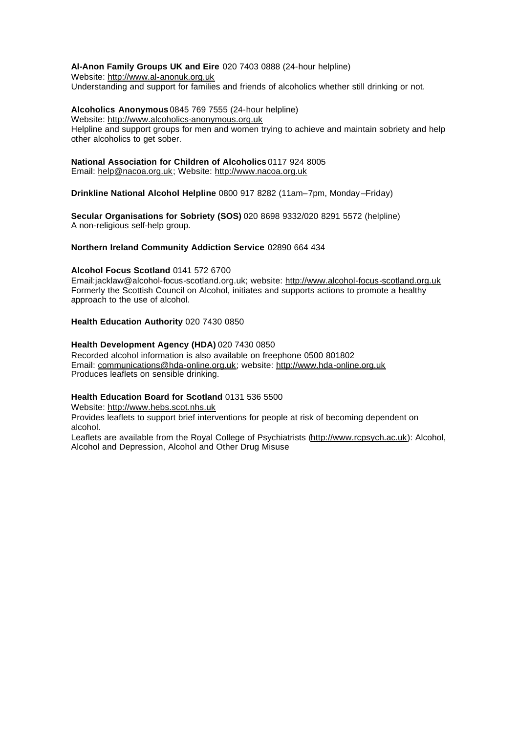**Al-Anon Family Groups UK and Eire** 020 7403 0888 (24-hour helpline)
Website: http://www.al-anonuk.org.uk
Understanding and support for families and friends of alcoholics whether still drinking or not.

**Alcoholics Anonymous** 0845 769 7555 (24-hour helpline)
Website: http://www.alcoholics-anonymous.org.uk
Helpline and support groups for men and women trying to achieve and maintain sobriety and help other alcoholics to get sober.

**National Association for Children of Alcoholics** 0117 924 8005
Email: help@nacoa.org.uk; Website: http://www.nacoa.org.uk

**Drinkline National Alcohol Helpline** 0800 917 8282 (11am–7pm, Monday–Friday)

**Secular Organisations for Sobriety (SOS)** 020 8698 9332/020 8291 5572 (helpline)
A non-religious self-help group.

**Northern Ireland Community Addiction Service** 02890 664 434

**Alcohol Focus Scotland** 0141 572 6700
Email:jacklaw@alcohol-focus-scotland.org.uk; website: http://www.alcohol-focus-scotland.org.uk
Formerly the Scottish Council on Alcohol, initiates and supports actions to promote a healthy approach to the use of alcohol.

**Health Education Authority** 020 7430 0850

**Health Development Agency (HDA)** 020 7430 0850
Recorded alcohol information is also available on freephone 0500 801802
Email: communications@hda-online.org.uk; website: http://www.hda-online.org.uk
Produces leaflets on sensible drinking.

**Health Education Board for Scotland** 0131 536 5500
Website: http://www.hebs.scot.nhs.uk
Provides leaflets to support brief interventions for people at risk of becoming dependent on alcohol.
Leaflets are available from the Royal College of Psychiatrists (http://www.rcpsych.ac.uk): Alcohol, Alcohol and Depression, Alcohol and Other Drug Misuse